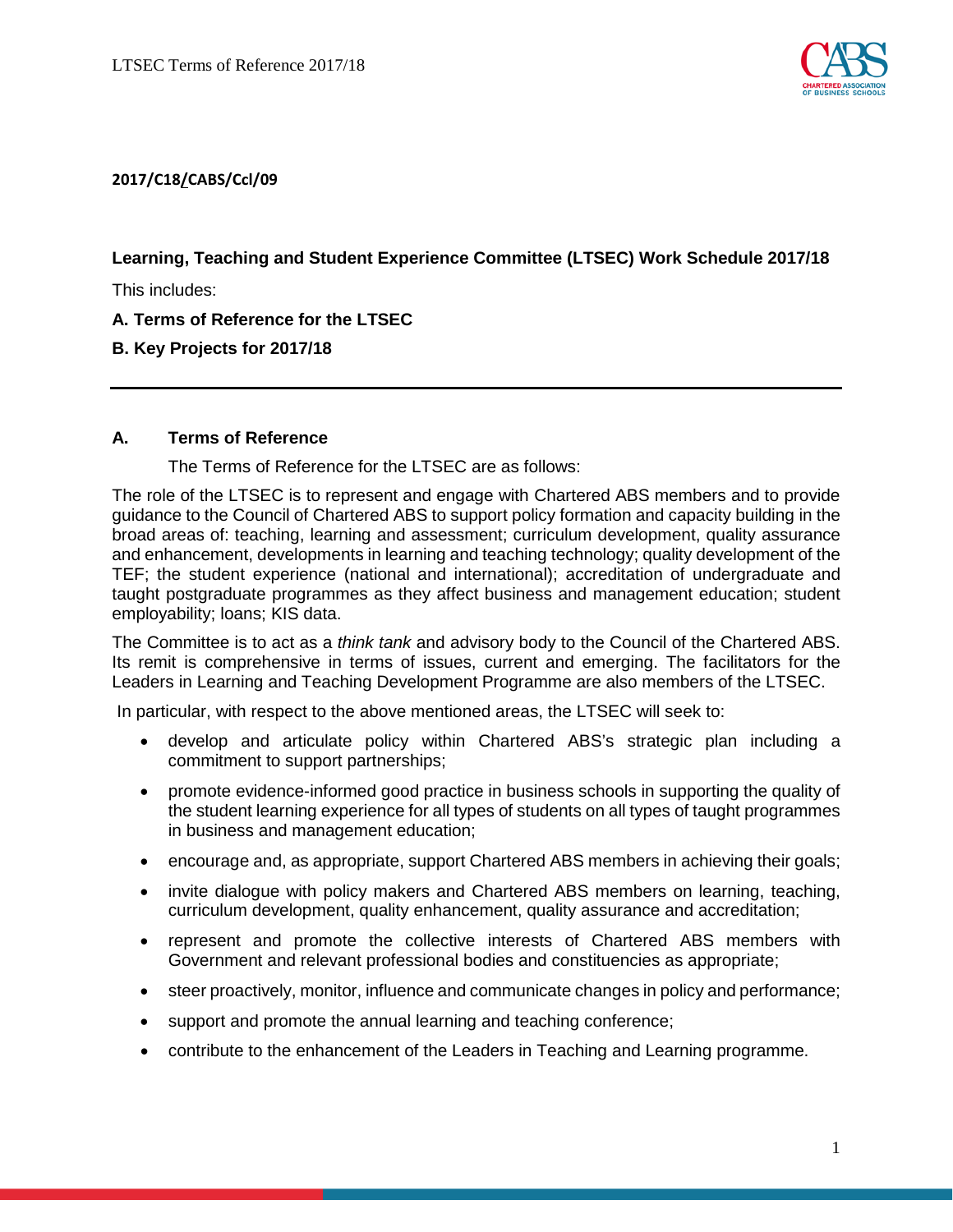**2017/C18/CABS/Ccl/09**

**Learning, Teaching and Student Experience Committee (LTSEC) Work Schedule 2017/18**

This includes:

**A. Terms of Reference for the LTSEC**

**B. Key Projects for 2017/18**

---

## A. Terms of Reference

The Terms of Reference for the LTSEC are as follows:

The role of the LTSEC is to represent and engage with Chartered ABS members and to provide guidance to the Council of Chartered ABS to support policy formation and capacity building in the broad areas of: teaching, learning and assessment; curriculum development, quality assurance and enhancement, developments in learning and teaching technology; quality development of the TEF; the student experience (national and international); accreditation of undergraduate and taught postgraduate programmes as they affect business and management education; student employability; loans; KIS data.

The Committee is to act as a *think tank* and advisory body to the Council of the Chartered ABS. Its remit is comprehensive in terms of issues, current and emerging. The facilitators for the Leaders in Learning and Teaching Development Programme are also members of the LTSEC.

In particular, with respect to the above mentioned areas, the LTSEC will seek to:

- develop and articulate policy within Chartered ABS's strategic plan including a commitment to support partnerships;
- promote evidence-informed good practice in business schools in supporting the quality of the student learning experience for all types of students on all types of taught programmes in business and management education;
- encourage and, as appropriate, support Chartered ABS members in achieving their goals;
- invite dialogue with policy makers and Chartered ABS members on learning, teaching, curriculum development, quality enhancement, quality assurance and accreditation;
- represent and promote the collective interests of Chartered ABS members with Government and relevant professional bodies and constituencies as appropriate;
- steer proactively, monitor, influence and communicate changes in policy and performance;
- support and promote the annual learning and teaching conference;
- contribute to the enhancement of the Leaders in Teaching and Learning programme.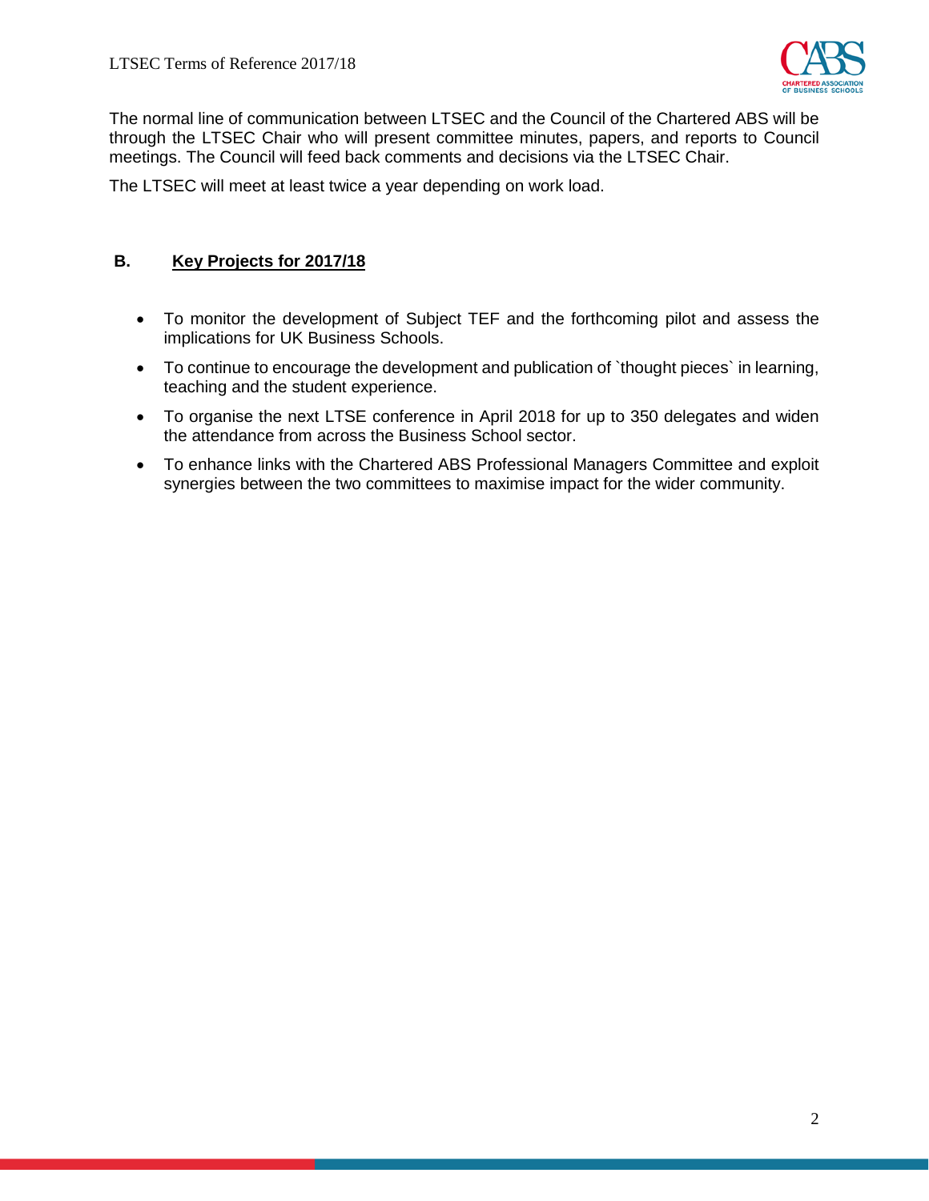The normal line of communication between LTSEC and the Council of the Chartered ABS will be through the LTSEC Chair who will present committee minutes, papers, and reports to Council meetings. The Council will feed back comments and decisions via the LTSEC Chair.

The LTSEC will meet at least twice a year depending on work load.

## B. Key Projects for 2017/18

- To monitor the development of Subject TEF and the forthcoming pilot and assess the implications for UK Business Schools.
- To continue to encourage the development and publication of `thought pieces` in learning, teaching and the student experience.
- To organise the next LTSE conference in April 2018 for up to 350 delegates and widen the attendance from across the Business School sector.
- To enhance links with the Chartered ABS Professional Managers Committee and exploit synergies between the two committees to maximise impact for the wider community.